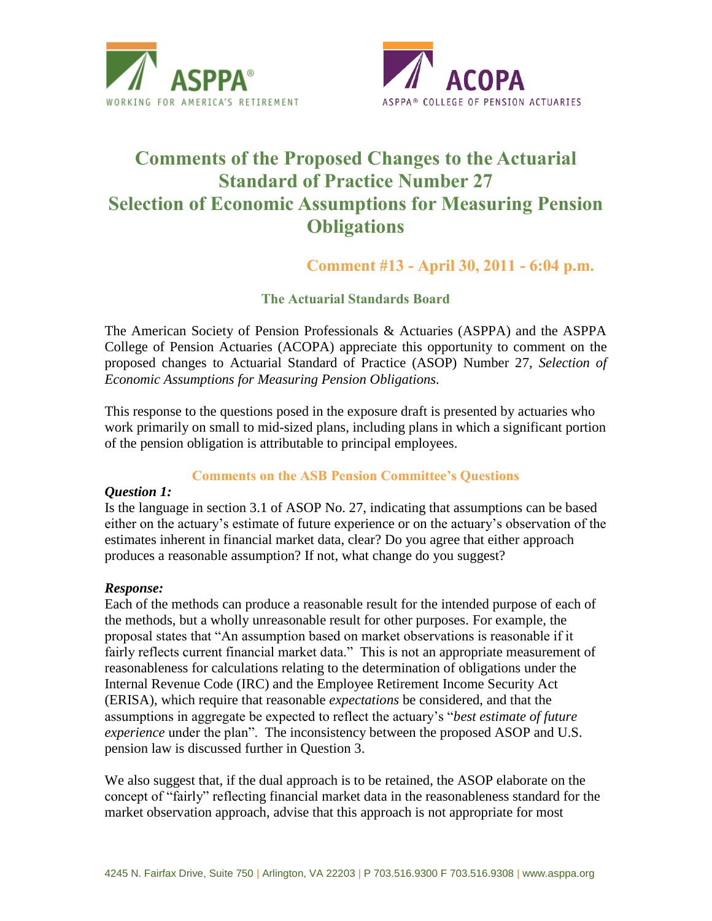ASPPA®
WORKING FOR AMERICA'S RETIREMENT

ACOPA
ASPPA® COLLEGE OF PENSION ACTUARIES

# Comments of the Proposed Changes to the Actuarial Standard of Practice Number 27 Selection of Economic Assumptions for Measuring Pension Obligations

## Comment #13 - April 30, 2011 - 6:04 p.m.

### The Actuarial Standards Board

The American Society of Pension Professionals & Actuaries (ASPPA) and the ASPPA College of Pension Actuaries (ACOPA) appreciate this opportunity to comment on the proposed changes to Actuarial Standard of Practice (ASOP) Number 27, *Selection of Economic Assumptions for Measuring Pension Obligations*.

This response to the questions posed in the exposure draft is presented by actuaries who work primarily on small to mid-sized plans, including plans in which a significant portion of the pension obligation is attributable to principal employees.

### Comments on the ASB Pension Committee's Questions

***Question 1:***
Is the language in section 3.1 of ASOP No. 27, indicating that assumptions can be based either on the actuary's estimate of future experience or on the actuary's observation of the estimates inherent in financial market data, clear? Do you agree that either approach produces a reasonable assumption? If not, what change do you suggest?

***Response:***
Each of the methods can produce a reasonable result for the intended purpose of each of the methods, but a wholly unreasonable result for other purposes. For example, the proposal states that "An assumption based on market observations is reasonable if it fairly reflects current financial market data." This is not an appropriate measurement of reasonableness for calculations relating to the determination of obligations under the Internal Revenue Code (IRC) and the Employee Retirement Income Security Act (ERISA), which require that reasonable *expectations* be considered, and that the assumptions in aggregate be expected to reflect the actuary's "*best estimate of future experience* under the plan". The inconsistency between the proposed ASOP and U.S. pension law is discussed further in Question 3.

We also suggest that, if the dual approach is to be retained, the ASOP elaborate on the concept of "fairly" reflecting financial market data in the reasonableness standard for the market observation approach, advise that this approach is not appropriate for most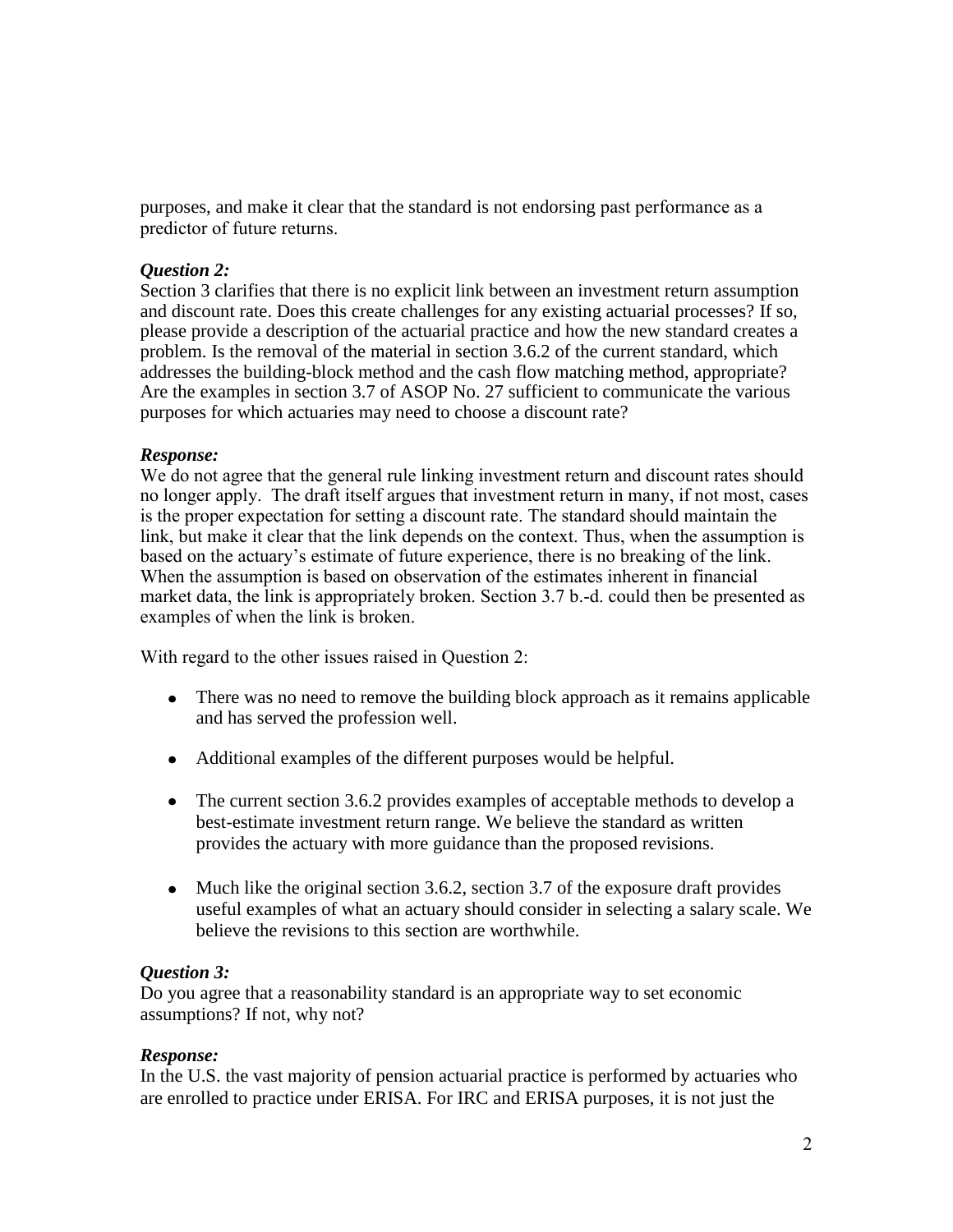purposes, and make it clear that the standard is not endorsing past performance as a predictor of future returns.

***Question 2:***
Section 3 clarifies that there is no explicit link between an investment return assumption and discount rate. Does this create challenges for any existing actuarial processes? If so, please provide a description of the actuarial practice and how the new standard creates a problem. Is the removal of the material in section 3.6.2 of the current standard, which addresses the building-block method and the cash flow matching method, appropriate? Are the examples in section 3.7 of ASOP No. 27 sufficient to communicate the various purposes for which actuaries may need to choose a discount rate?

***Response:***
We do not agree that the general rule linking investment return and discount rates should no longer apply. The draft itself argues that investment return in many, if not most, cases is the proper expectation for setting a discount rate. The standard should maintain the link, but make it clear that the link depends on the context. Thus, when the assumption is based on the actuary's estimate of future experience, there is no breaking of the link. When the assumption is based on observation of the estimates inherent in financial market data, the link is appropriately broken. Section 3.7 b.-d. could then be presented as examples of when the link is broken.

With regard to the other issues raised in Question 2:

- There was no need to remove the building block approach as it remains applicable and has served the profession well.
- Additional examples of the different purposes would be helpful.
- The current section 3.6.2 provides examples of acceptable methods to develop a best-estimate investment return range. We believe the standard as written provides the actuary with more guidance than the proposed revisions.
- Much like the original section 3.6.2, section 3.7 of the exposure draft provides useful examples of what an actuary should consider in selecting a salary scale. We believe the revisions to this section are worthwhile.

***Question 3:***
Do you agree that a reasonability standard is an appropriate way to set economic assumptions? If not, why not?

***Response:***
In the U.S. the vast majority of pension actuarial practice is performed by actuaries who are enrolled to practice under ERISA. For IRC and ERISA purposes, it is not just the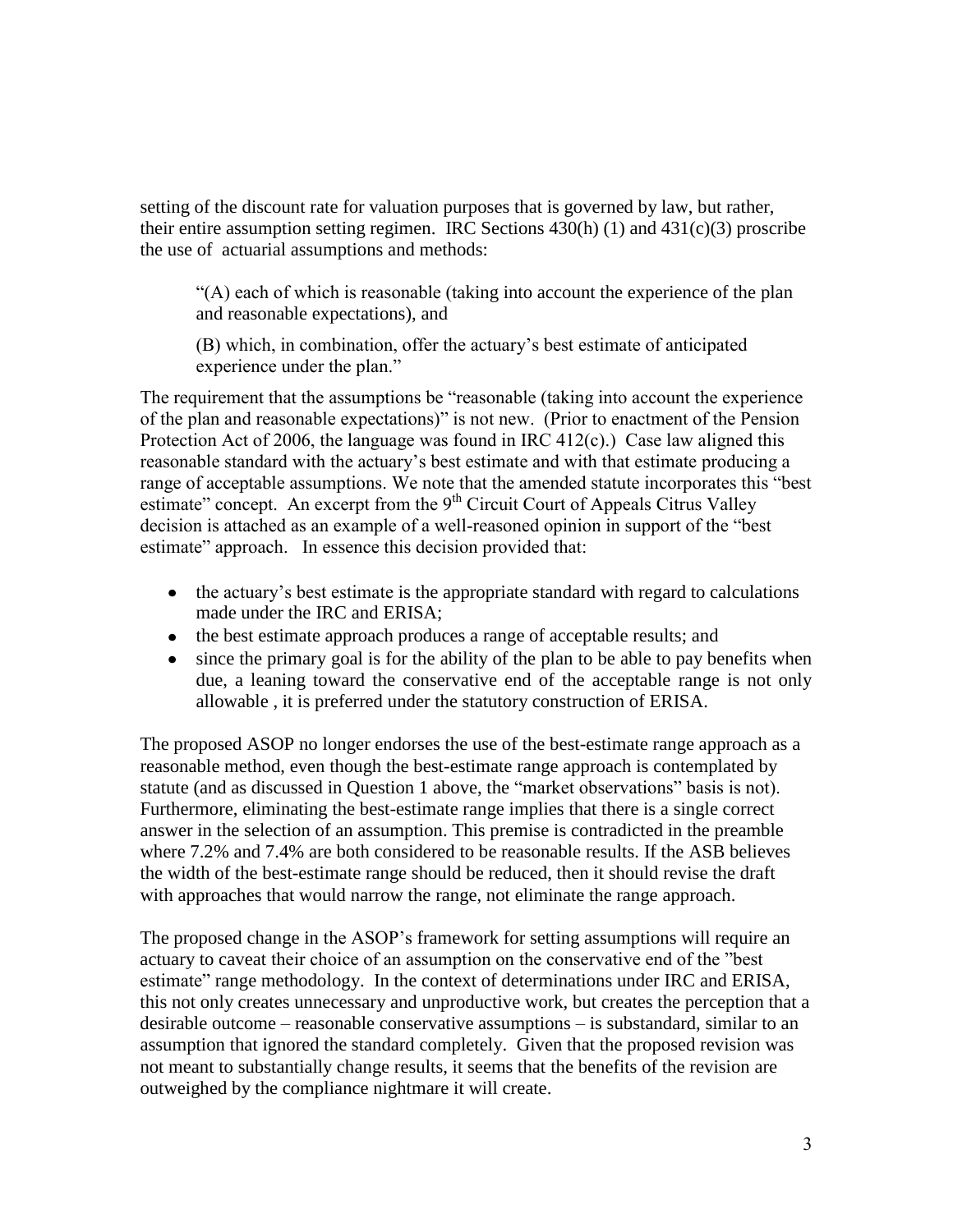setting of the discount rate for valuation purposes that is governed by law, but rather, their entire assumption setting regimen. IRC Sections 430(h) (1) and 431(c)(3) proscribe the use of actuarial assumptions and methods:

> "(A) each of which is reasonable (taking into account the experience of the plan and reasonable expectations), and
>
> (B) which, in combination, offer the actuary's best estimate of anticipated experience under the plan."

The requirement that the assumptions be "reasonable (taking into account the experience of the plan and reasonable expectations)" is not new. (Prior to enactment of the Pension Protection Act of 2006, the language was found in IRC 412(c).) Case law aligned this reasonable standard with the actuary's best estimate and with that estimate producing a range of acceptable assumptions. We note that the amended statute incorporates this "best estimate" concept. An excerpt from the 9th Circuit Court of Appeals Citrus Valley decision is attached as an example of a well-reasoned opinion in support of the "best estimate" approach. In essence this decision provided that:

- the actuary's best estimate is the appropriate standard with regard to calculations made under the IRC and ERISA;
- the best estimate approach produces a range of acceptable results; and
- since the primary goal is for the ability of the plan to be able to pay benefits when due, a leaning toward the conservative end of the acceptable range is not only allowable , it is preferred under the statutory construction of ERISA.

The proposed ASOP no longer endorses the use of the best-estimate range approach as a reasonable method, even though the best-estimate range approach is contemplated by statute (and as discussed in Question 1 above, the "market observations" basis is not). Furthermore, eliminating the best-estimate range implies that there is a single correct answer in the selection of an assumption. This premise is contradicted in the preamble where 7.2% and 7.4% are both considered to be reasonable results. If the ASB believes the width of the best-estimate range should be reduced, then it should revise the draft with approaches that would narrow the range, not eliminate the range approach.

The proposed change in the ASOP's framework for setting assumptions will require an actuary to caveat their choice of an assumption on the conservative end of the "best estimate" range methodology. In the context of determinations under IRC and ERISA, this not only creates unnecessary and unproductive work, but creates the perception that a desirable outcome – reasonable conservative assumptions – is substandard, similar to an assumption that ignored the standard completely. Given that the proposed revision was not meant to substantially change results, it seems that the benefits of the revision are outweighed by the compliance nightmare it will create.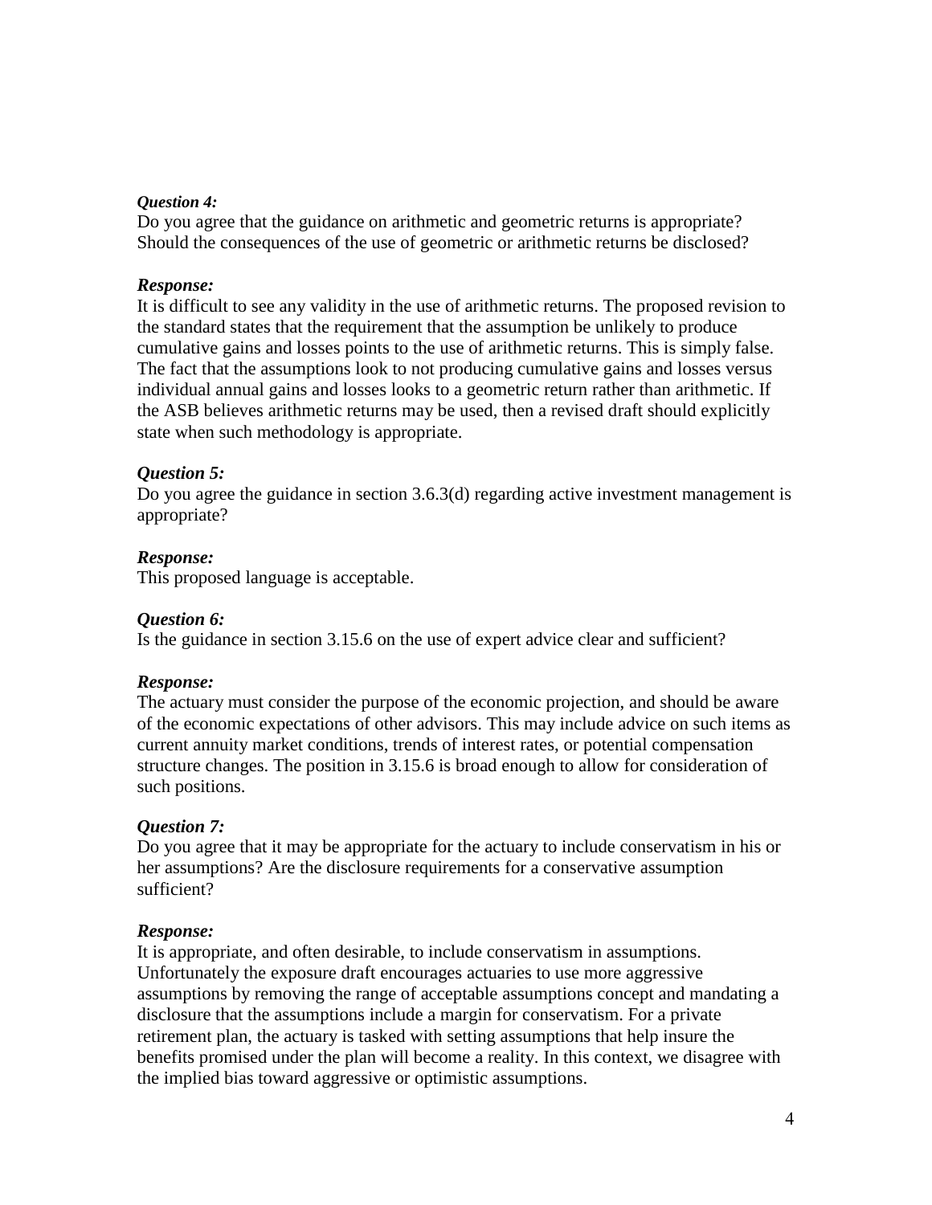***Question 4:***
Do you agree that the guidance on arithmetic and geometric returns is appropriate? Should the consequences of the use of geometric or arithmetic returns be disclosed?

***Response:***
It is difficult to see any validity in the use of arithmetic returns. The proposed revision to the standard states that the requirement that the assumption be unlikely to produce cumulative gains and losses points to the use of arithmetic returns. This is simply false. The fact that the assumptions look to not producing cumulative gains and losses versus individual annual gains and losses looks to a geometric return rather than arithmetic. If the ASB believes arithmetic returns may be used, then a revised draft should explicitly state when such methodology is appropriate.

***Question 5:***
Do you agree the guidance in section 3.6.3(d) regarding active investment management is appropriate?

***Response:***
This proposed language is acceptable.

***Question 6:***
Is the guidance in section 3.15.6 on the use of expert advice clear and sufficient?

***Response:***
The actuary must consider the purpose of the economic projection, and should be aware of the economic expectations of other advisors. This may include advice on such items as current annuity market conditions, trends of interest rates, or potential compensation structure changes. The position in 3.15.6 is broad enough to allow for consideration of such positions.

***Question 7:***
Do you agree that it may be appropriate for the actuary to include conservatism in his or her assumptions? Are the disclosure requirements for a conservative assumption sufficient?

***Response:***
It is appropriate, and often desirable, to include conservatism in assumptions. Unfortunately the exposure draft encourages actuaries to use more aggressive assumptions by removing the range of acceptable assumptions concept and mandating a disclosure that the assumptions include a margin for conservatism. For a private retirement plan, the actuary is tasked with setting assumptions that help insure the benefits promised under the plan will become a reality. In this context, we disagree with the implied bias toward aggressive or optimistic assumptions.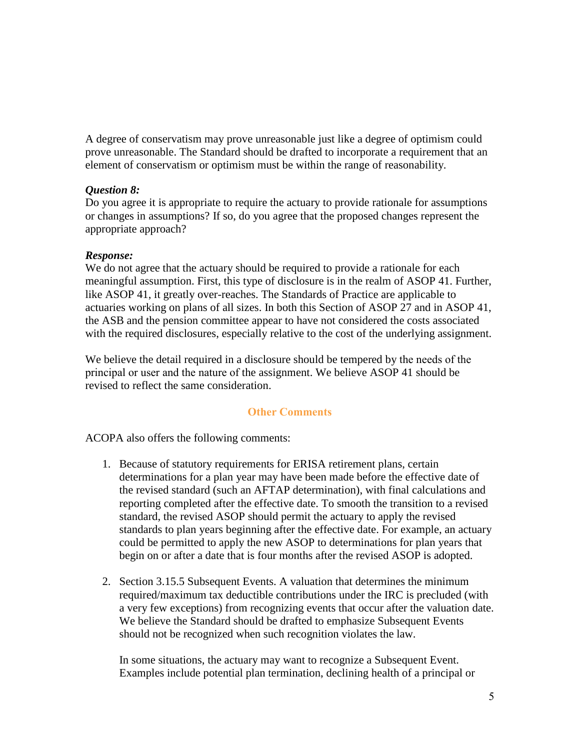A degree of conservatism may prove unreasonable just like a degree of optimism could prove unreasonable. The Standard should be drafted to incorporate a requirement that an element of conservatism or optimism must be within the range of reasonability.

***Question 8:***
Do you agree it is appropriate to require the actuary to provide rationale for assumptions or changes in assumptions? If so, do you agree that the proposed changes represent the appropriate approach?

***Response:***
We do not agree that the actuary should be required to provide a rationale for each meaningful assumption. First, this type of disclosure is in the realm of ASOP 41. Further, like ASOP 41, it greatly over-reaches. The Standards of Practice are applicable to actuaries working on plans of all sizes. In both this Section of ASOP 27 and in ASOP 41, the ASB and the pension committee appear to have not considered the costs associated with the required disclosures, especially relative to the cost of the underlying assignment.

We believe the detail required in a disclosure should be tempered by the needs of the principal or user and the nature of the assignment. We believe ASOP 41 should be revised to reflect the same consideration.

## Other Comments

ACOPA also offers the following comments:

1. Because of statutory requirements for ERISA retirement plans, certain determinations for a plan year may have been made before the effective date of the revised standard (such an AFTAP determination), with final calculations and reporting completed after the effective date. To smooth the transition to a revised standard, the revised ASOP should permit the actuary to apply the revised standards to plan years beginning after the effective date. For example, an actuary could be permitted to apply the new ASOP to determinations for plan years that begin on or after a date that is four months after the revised ASOP is adopted.

2. Section 3.15.5 Subsequent Events. A valuation that determines the minimum required/maximum tax deductible contributions under the IRC is precluded (with a very few exceptions) from recognizing events that occur after the valuation date. We believe the Standard should be drafted to emphasize Subsequent Events should not be recognized when such recognition violates the law.

   In some situations, the actuary may want to recognize a Subsequent Event. Examples include potential plan termination, declining health of a principal or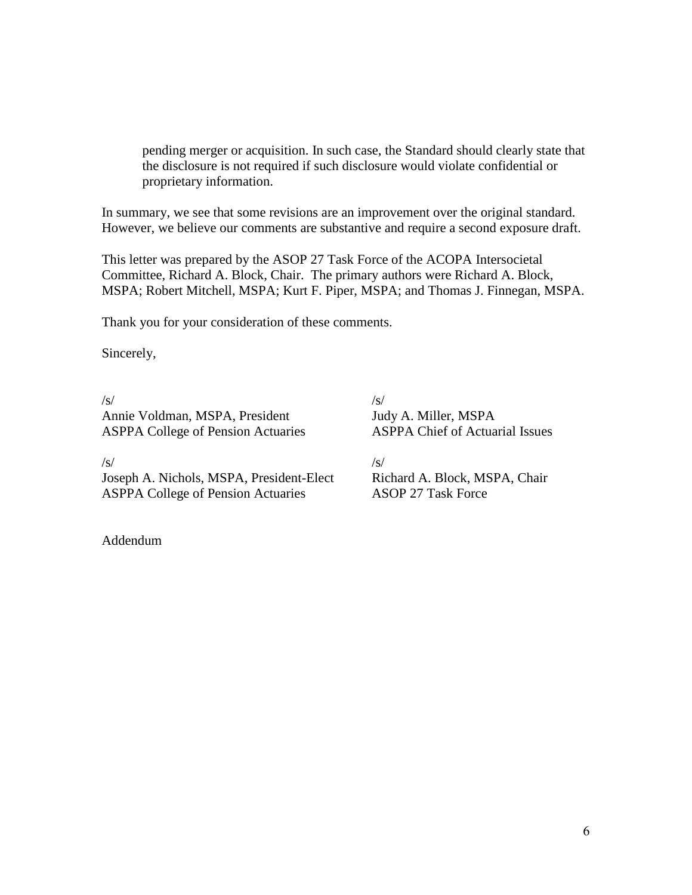pending merger or acquisition. In such case, the Standard should clearly state that the disclosure is not required if such disclosure would violate confidential or proprietary information.

In summary, we see that some revisions are an improvement over the original standard. However, we believe our comments are substantive and require a second exposure draft.

This letter was prepared by the ASOP 27 Task Force of the ACOPA Intersocietal Committee, Richard A. Block, Chair. The primary authors were Richard A. Block, MSPA; Robert Mitchell, MSPA; Kurt F. Piper, MSPA; and Thomas J. Finnegan, MSPA.

Thank you for your consideration of these comments.

Sincerely,

/s/
Annie Voldman, MSPA, President
ASPPA College of Pension Actuaries

/s/
Judy A. Miller, MSPA
ASPPA Chief of Actuarial Issues

/s/
Joseph A. Nichols, MSPA, President-Elect
ASPPA College of Pension Actuaries

/s/
Richard A. Block, MSPA, Chair
ASOP 27 Task Force

Addendum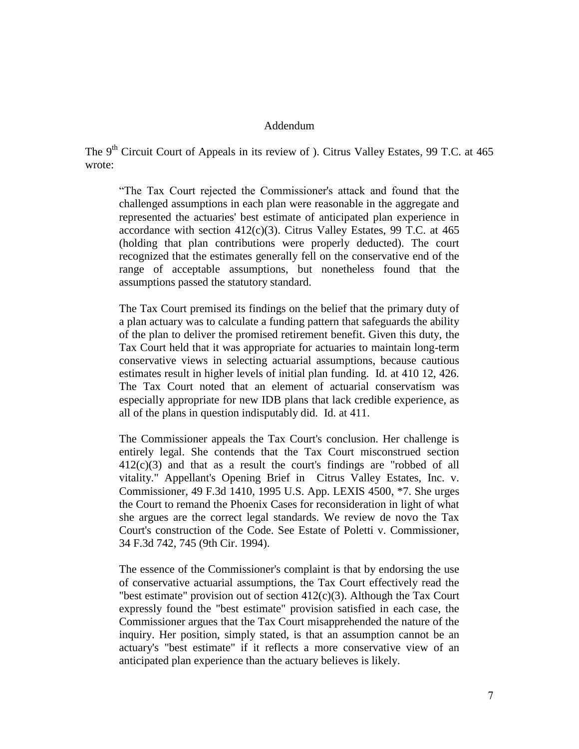# Addendum

The 9th Circuit Court of Appeals in its review of ). Citrus Valley Estates, 99 T.C. at 465 wrote:

> "The Tax Court rejected the Commissioner's attack and found that the challenged assumptions in each plan were reasonable in the aggregate and represented the actuaries' best estimate of anticipated plan experience in accordance with section 412(c)(3). Citrus Valley Estates, 99 T.C. at 465 (holding that plan contributions were properly deducted). The court recognized that the estimates generally fell on the conservative end of the range of acceptable assumptions, but nonetheless found that the assumptions passed the statutory standard.
>
> The Tax Court premised its findings on the belief that the primary duty of a plan actuary was to calculate a funding pattern that safeguards the ability of the plan to deliver the promised retirement benefit. Given this duty, the Tax Court held that it was appropriate for actuaries to maintain long-term conservative views in selecting actuarial assumptions, because cautious estimates result in higher levels of initial plan funding. Id. at 410 12, 426. The Tax Court noted that an element of actuarial conservatism was especially appropriate for new IDB plans that lack credible experience, as all of the plans in question indisputably did. Id. at 411.
>
> The Commissioner appeals the Tax Court's conclusion. Her challenge is entirely legal. She contends that the Tax Court misconstrued section 412(c)(3) and that as a result the court's findings are "robbed of all vitality." Appellant's Opening Brief in Citrus Valley Estates, Inc. v. Commissioner, 49 F.3d 1410, 1995 U.S. App. LEXIS 4500, *7. She urges the Court to remand the Phoenix Cases for reconsideration in light of what she argues are the correct legal standards. We review de novo the Tax Court's construction of the Code. See Estate of Poletti v. Commissioner, 34 F.3d 742, 745 (9th Cir. 1994).
>
> The essence of the Commissioner's complaint is that by endorsing the use of conservative actuarial assumptions, the Tax Court effectively read the "best estimate" provision out of section 412(c)(3). Although the Tax Court expressly found the "best estimate" provision satisfied in each case, the Commissioner argues that the Tax Court misapprehended the nature of the inquiry. Her position, simply stated, is that an assumption cannot be an actuary's "best estimate" if it reflects a more conservative view of an anticipated plan experience than the actuary believes is likely.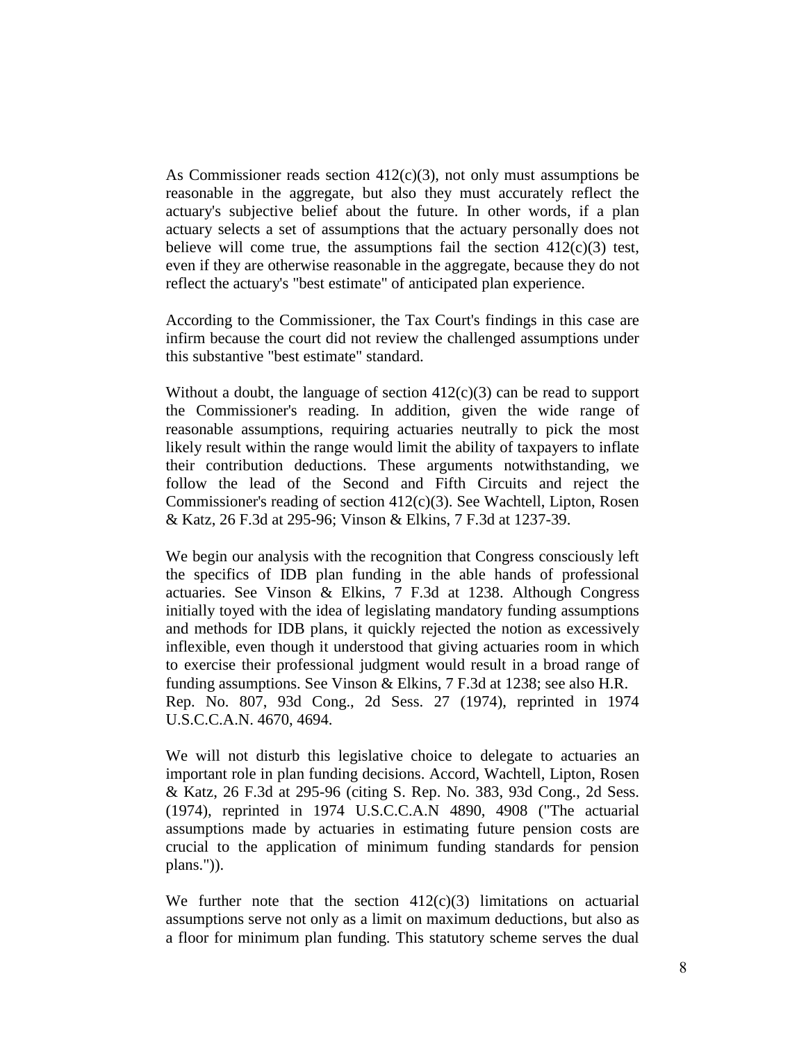As Commissioner reads section 412(c)(3), not only must assumptions be reasonable in the aggregate, but also they must accurately reflect the actuary's subjective belief about the future. In other words, if a plan actuary selects a set of assumptions that the actuary personally does not believe will come true, the assumptions fail the section 412(c)(3) test, even if they are otherwise reasonable in the aggregate, because they do not reflect the actuary's "best estimate" of anticipated plan experience.

According to the Commissioner, the Tax Court's findings in this case are infirm because the court did not review the challenged assumptions under this substantive "best estimate" standard.

Without a doubt, the language of section 412(c)(3) can be read to support the Commissioner's reading. In addition, given the wide range of reasonable assumptions, requiring actuaries neutrally to pick the most likely result within the range would limit the ability of taxpayers to inflate their contribution deductions. These arguments notwithstanding, we follow the lead of the Second and Fifth Circuits and reject the Commissioner's reading of section 412(c)(3). See Wachtell, Lipton, Rosen & Katz, 26 F.3d at 295-96; Vinson & Elkins, 7 F.3d at 1237-39.

We begin our analysis with the recognition that Congress consciously left the specifics of IDB plan funding in the able hands of professional actuaries. See Vinson & Elkins, 7 F.3d at 1238. Although Congress initially toyed with the idea of legislating mandatory funding assumptions and methods for IDB plans, it quickly rejected the notion as excessively inflexible, even though it understood that giving actuaries room in which to exercise their professional judgment would result in a broad range of funding assumptions. See Vinson & Elkins, 7 F.3d at 1238; see also H.R. Rep. No. 807, 93d Cong., 2d Sess. 27 (1974), reprinted in 1974 U.S.C.C.A.N. 4670, 4694.

We will not disturb this legislative choice to delegate to actuaries an important role in plan funding decisions. Accord, Wachtell, Lipton, Rosen & Katz, 26 F.3d at 295-96 (citing S. Rep. No. 383, 93d Cong., 2d Sess. (1974), reprinted in 1974 U.S.C.C.A.N 4890, 4908 ("The actuarial assumptions made by actuaries in estimating future pension costs are crucial to the application of minimum funding standards for pension plans.")).

We further note that the section 412(c)(3) limitations on actuarial assumptions serve not only as a limit on maximum deductions, but also as a floor for minimum plan funding. This statutory scheme serves the dual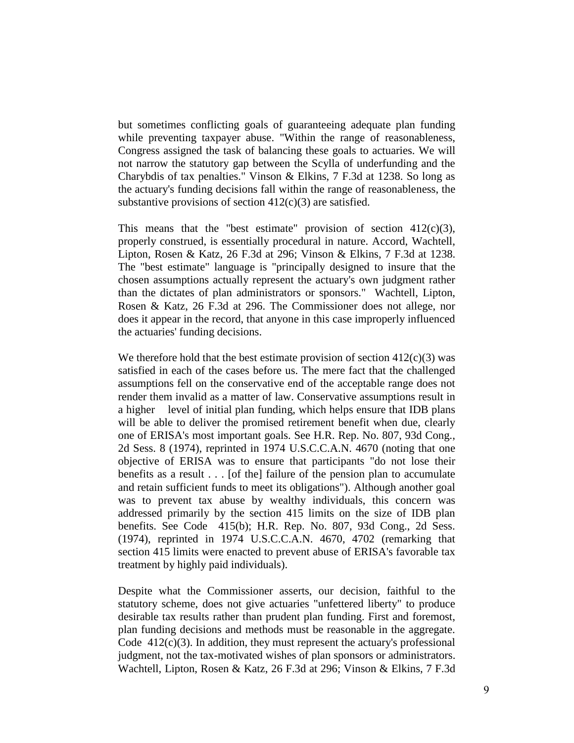but sometimes conflicting goals of guaranteeing adequate plan funding while preventing taxpayer abuse. "Within the range of reasonableness, Congress assigned the task of balancing these goals to actuaries. We will not narrow the statutory gap between the Scylla of underfunding and the Charybdis of tax penalties." Vinson & Elkins, 7 F.3d at 1238. So long as the actuary's funding decisions fall within the range of reasonableness, the substantive provisions of section 412(c)(3) are satisfied.

This means that the "best estimate" provision of section 412(c)(3), properly construed, is essentially procedural in nature. Accord, Wachtell, Lipton, Rosen & Katz, 26 F.3d at 296; Vinson & Elkins, 7 F.3d at 1238. The "best estimate" language is "principally designed to insure that the chosen assumptions actually represent the actuary's own judgment rather than the dictates of plan administrators or sponsors." Wachtell, Lipton, Rosen & Katz, 26 F.3d at 296. The Commissioner does not allege, nor does it appear in the record, that anyone in this case improperly influenced the actuaries' funding decisions.

We therefore hold that the best estimate provision of section 412(c)(3) was satisfied in each of the cases before us. The mere fact that the challenged assumptions fell on the conservative end of the acceptable range does not render them invalid as a matter of law. Conservative assumptions result in a higher level of initial plan funding, which helps ensure that IDB plans will be able to deliver the promised retirement benefit when due, clearly one of ERISA's most important goals. See H.R. Rep. No. 807, 93d Cong., 2d Sess. 8 (1974), reprinted in 1974 U.S.C.C.A.N. 4670 (noting that one objective of ERISA was to ensure that participants "do not lose their benefits as a result . . . [of the] failure of the pension plan to accumulate and retain sufficient funds to meet its obligations"). Although another goal was to prevent tax abuse by wealthy individuals, this concern was addressed primarily by the section 415 limits on the size of IDB plan benefits. See Code 415(b); H.R. Rep. No. 807, 93d Cong., 2d Sess. (1974), reprinted in 1974 U.S.C.C.A.N. 4670, 4702 (remarking that section 415 limits were enacted to prevent abuse of ERISA's favorable tax treatment by highly paid individuals).

Despite what the Commissioner asserts, our decision, faithful to the statutory scheme, does not give actuaries "unfettered liberty" to produce desirable tax results rather than prudent plan funding. First and foremost, plan funding decisions and methods must be reasonable in the aggregate. Code 412(c)(3). In addition, they must represent the actuary's professional judgment, not the tax-motivated wishes of plan sponsors or administrators. Wachtell, Lipton, Rosen & Katz, 26 F.3d at 296; Vinson & Elkins, 7 F.3d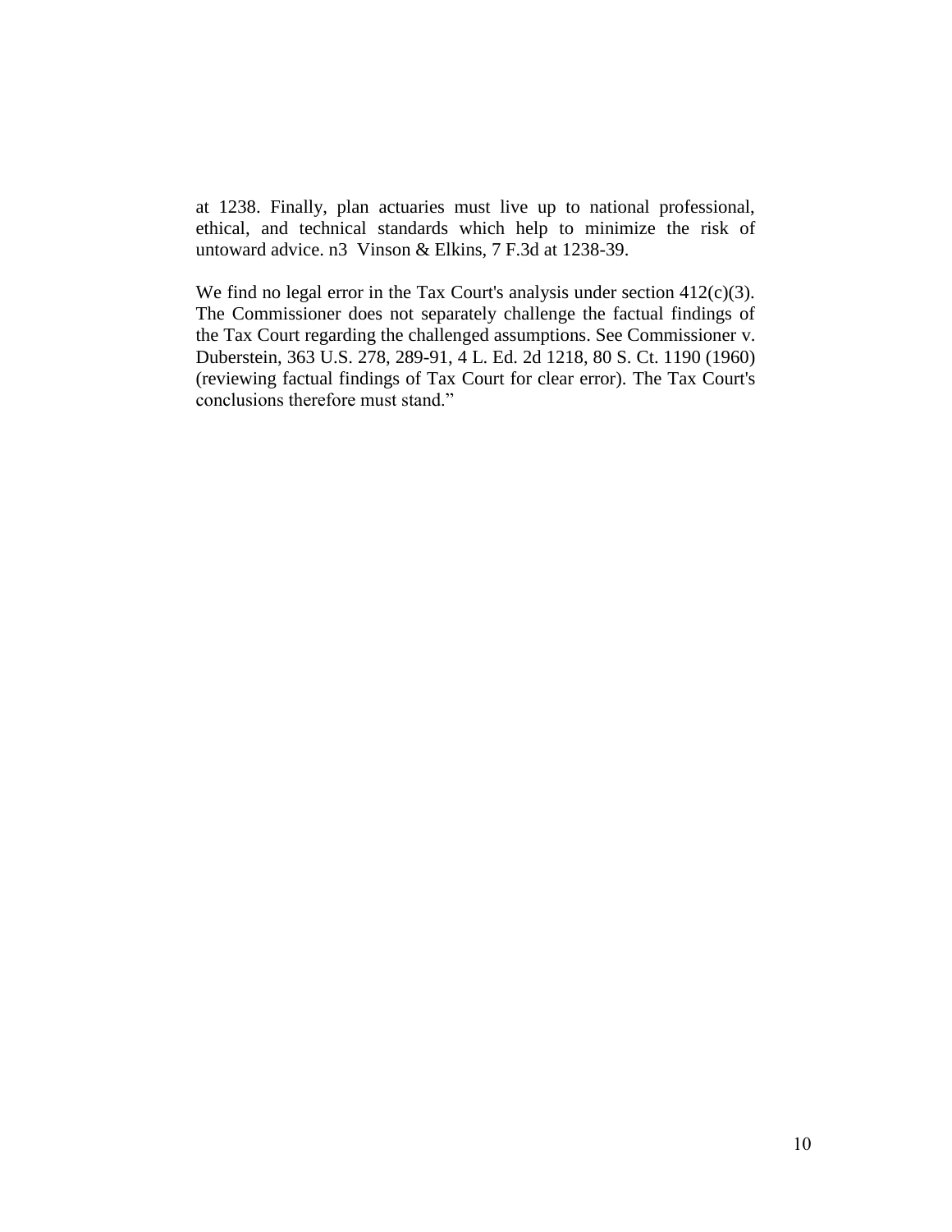at 1238. Finally, plan actuaries must live up to national professional, ethical, and technical standards which help to minimize the risk of untoward advice. n3 Vinson & Elkins, 7 F.3d at 1238-39.

We find no legal error in the Tax Court's analysis under section 412(c)(3). The Commissioner does not separately challenge the factual findings of the Tax Court regarding the challenged assumptions. See Commissioner v. Duberstein, 363 U.S. 278, 289-91, 4 L. Ed. 2d 1218, 80 S. Ct. 1190 (1960) (reviewing factual findings of Tax Court for clear error). The Tax Court's conclusions therefore must stand."